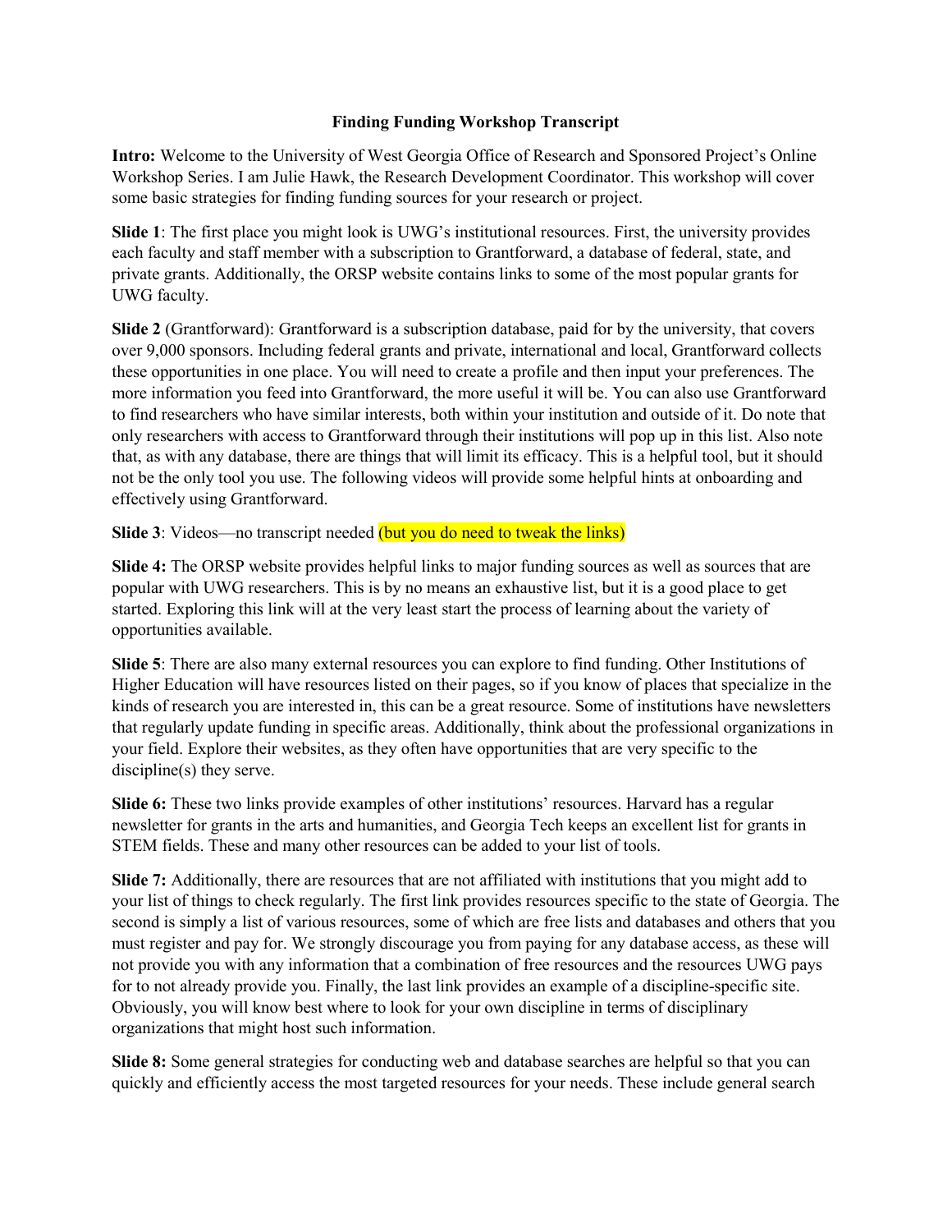# Finding Funding Workshop Transcript

**Intro:** Welcome to the University of West Georgia Office of Research and Sponsored Project's Online Workshop Series. I am Julie Hawk, the Research Development Coordinator. This workshop will cover some basic strategies for finding funding sources for your research or project.

**Slide 1**: The first place you might look is UWG's institutional resources. First, the university provides each faculty and staff member with a subscription to Grantforward, a database of federal, state, and private grants. Additionally, the ORSP website contains links to some of the most popular grants for UWG faculty.

**Slide 2** (Grantforward): Grantforward is a subscription database, paid for by the university, that covers over 9,000 sponsors. Including federal grants and private, international and local, Grantforward collects these opportunities in one place. You will need to create a profile and then input your preferences. The more information you feed into Grantforward, the more useful it will be. You can also use Grantforward to find researchers who have similar interests, both within your institution and outside of it. Do note that only researchers with access to Grantforward through their institutions will pop up in this list. Also note that, as with any database, there are things that will limit its efficacy. This is a helpful tool, but it should not be the only tool you use. The following videos will provide some helpful hints at onboarding and effectively using Grantforward.

**Slide 3**: Videos—no transcript needed (but you do need to tweak the links)

**Slide 4:** The ORSP website provides helpful links to major funding sources as well as sources that are popular with UWG researchers. This is by no means an exhaustive list, but it is a good place to get started. Exploring this link will at the very least start the process of learning about the variety of opportunities available.

**Slide 5**: There are also many external resources you can explore to find funding. Other Institutions of Higher Education will have resources listed on their pages, so if you know of places that specialize in the kinds of research you are interested in, this can be a great resource. Some of institutions have newsletters that regularly update funding in specific areas. Additionally, think about the professional organizations in your field. Explore their websites, as they often have opportunities that are very specific to the discipline(s) they serve.

**Slide 6:** These two links provide examples of other institutions' resources. Harvard has a regular newsletter for grants in the arts and humanities, and Georgia Tech keeps an excellent list for grants in STEM fields. These and many other resources can be added to your list of tools.

**Slide 7:** Additionally, there are resources that are not affiliated with institutions that you might add to your list of things to check regularly. The first link provides resources specific to the state of Georgia. The second is simply a list of various resources, some of which are free lists and databases and others that you must register and pay for. We strongly discourage you from paying for any database access, as these will not provide you with any information that a combination of free resources and the resources UWG pays for to not already provide you. Finally, the last link provides an example of a discipline-specific site. Obviously, you will know best where to look for your own discipline in terms of disciplinary organizations that might host such information.

**Slide 8:** Some general strategies for conducting web and database searches are helpful so that you can quickly and efficiently access the most targeted resources for your needs. These include general search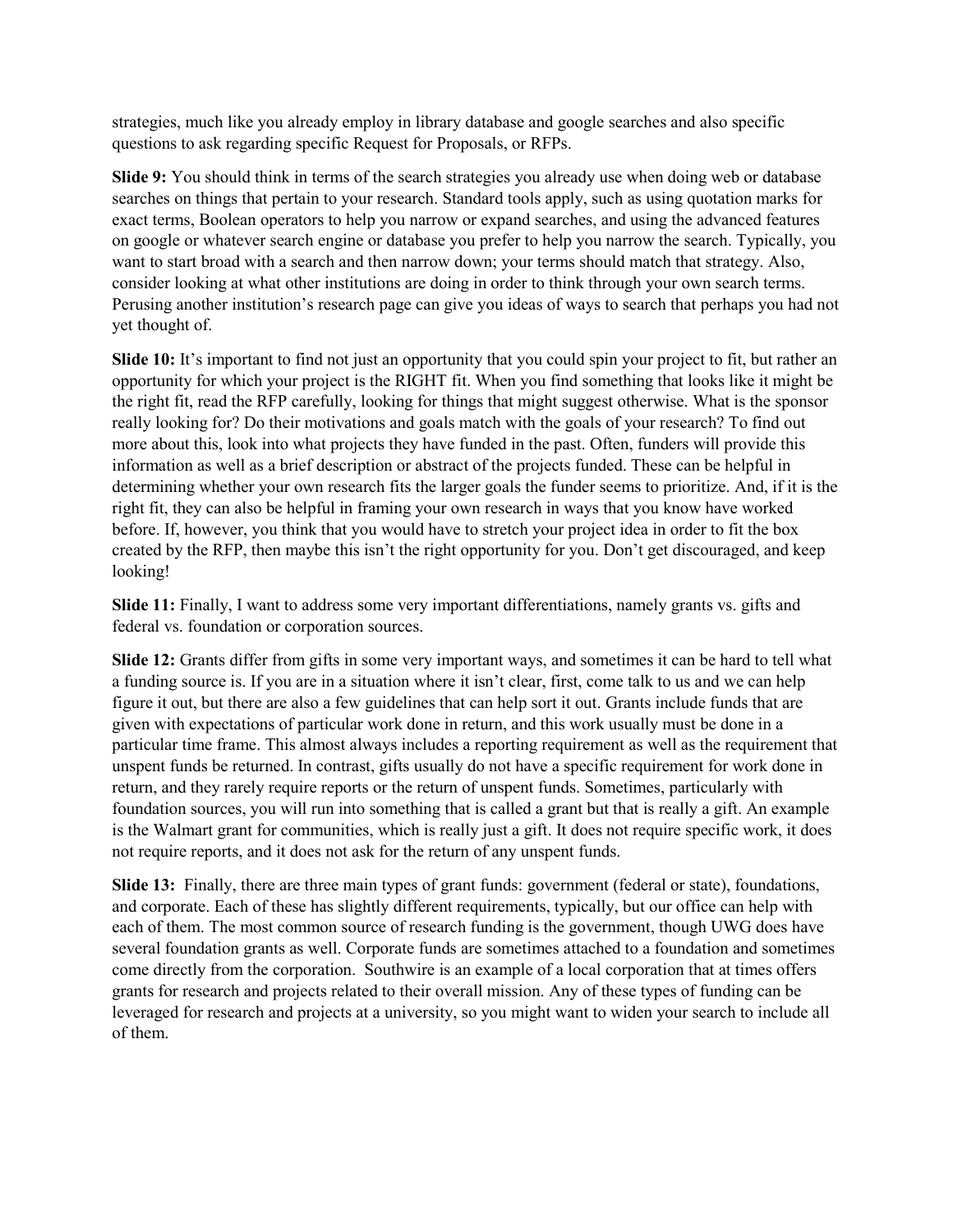strategies, much like you already employ in library database and google searches and also specific questions to ask regarding specific Request for Proposals, or RFPs.

**Slide 9:** You should think in terms of the search strategies you already use when doing web or database searches on things that pertain to your research. Standard tools apply, such as using quotation marks for exact terms, Boolean operators to help you narrow or expand searches, and using the advanced features on google or whatever search engine or database you prefer to help you narrow the search. Typically, you want to start broad with a search and then narrow down; your terms should match that strategy. Also, consider looking at what other institutions are doing in order to think through your own search terms. Perusing another institution's research page can give you ideas of ways to search that perhaps you had not yet thought of.

**Slide 10:** It's important to find not just an opportunity that you could spin your project to fit, but rather an opportunity for which your project is the RIGHT fit. When you find something that looks like it might be the right fit, read the RFP carefully, looking for things that might suggest otherwise. What is the sponsor really looking for? Do their motivations and goals match with the goals of your research? To find out more about this, look into what projects they have funded in the past. Often, funders will provide this information as well as a brief description or abstract of the projects funded. These can be helpful in determining whether your own research fits the larger goals the funder seems to prioritize. And, if it is the right fit, they can also be helpful in framing your own research in ways that you know have worked before. If, however, you think that you would have to stretch your project idea in order to fit the box created by the RFP, then maybe this isn't the right opportunity for you. Don't get discouraged, and keep looking!

**Slide 11:** Finally, I want to address some very important differentiations, namely grants vs. gifts and federal vs. foundation or corporation sources.

**Slide 12:** Grants differ from gifts in some very important ways, and sometimes it can be hard to tell what a funding source is. If you are in a situation where it isn't clear, first, come talk to us and we can help figure it out, but there are also a few guidelines that can help sort it out. Grants include funds that are given with expectations of particular work done in return, and this work usually must be done in a particular time frame. This almost always includes a reporting requirement as well as the requirement that unspent funds be returned. In contrast, gifts usually do not have a specific requirement for work done in return, and they rarely require reports or the return of unspent funds. Sometimes, particularly with foundation sources, you will run into something that is called a grant but that is really a gift. An example is the Walmart grant for communities, which is really just a gift. It does not require specific work, it does not require reports, and it does not ask for the return of any unspent funds.

**Slide 13:** Finally, there are three main types of grant funds: government (federal or state), foundations, and corporate. Each of these has slightly different requirements, typically, but our office can help with each of them. The most common source of research funding is the government, though UWG does have several foundation grants as well. Corporate funds are sometimes attached to a foundation and sometimes come directly from the corporation. Southwire is an example of a local corporation that at times offers grants for research and projects related to their overall mission. Any of these types of funding can be leveraged for research and projects at a university, so you might want to widen your search to include all of them.